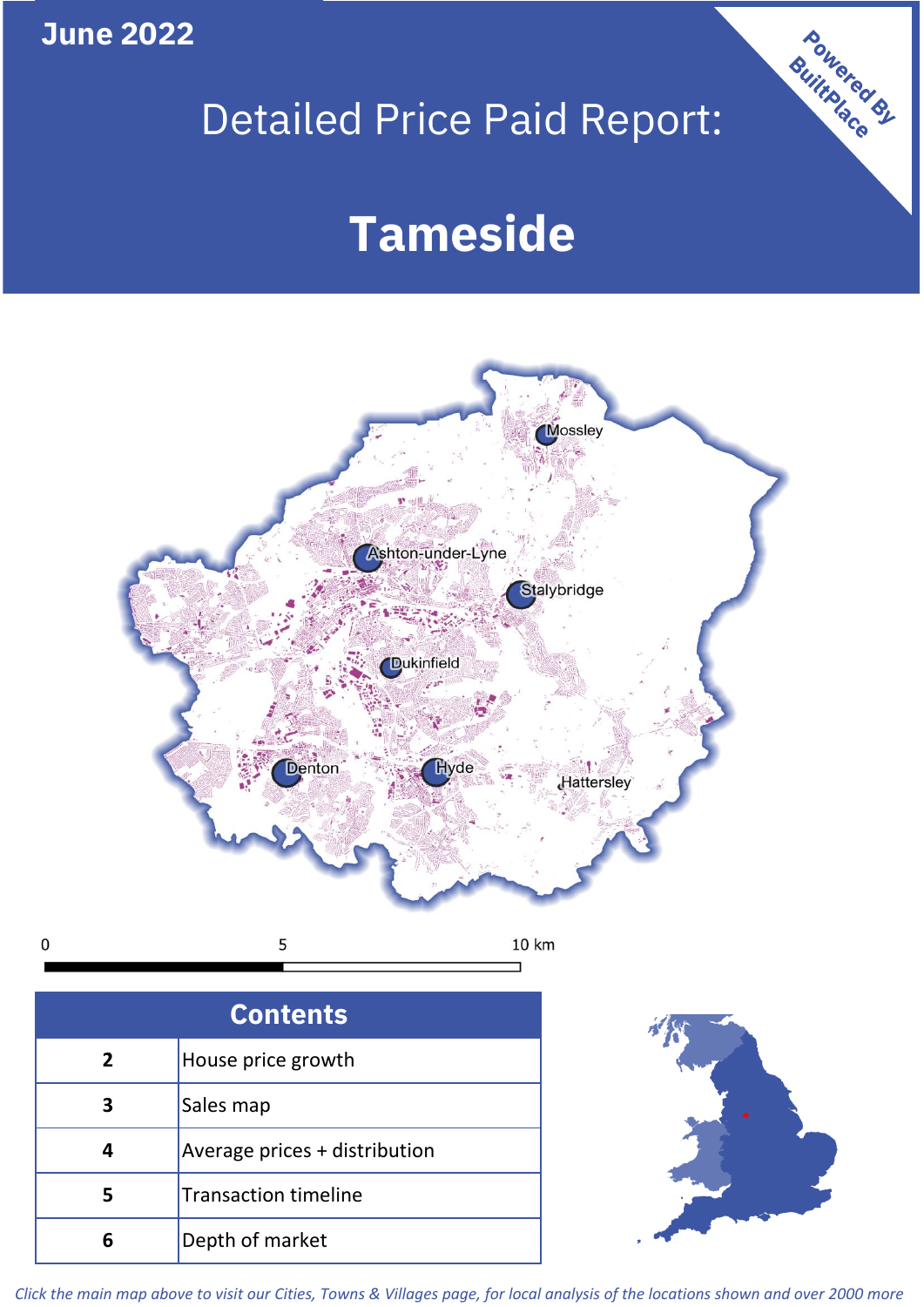June 2022

# Detailed Price Paid Report:

# Tameside

Powered By BuiltPlace

Mossley

Ashton-under-Lyne

Stalybridge

Dukinfield

Denton

Hyde

Hattersley

0 5 10 km

| Contents | |
|---|---|
| 2 | House price growth |
| 3 | Sales map |
| 4 | Average prices + distribution |
| 5 | Transaction timeline |
| 6 | Depth of market |

*Click the main map above to visit our Cities, Towns & Villages page, for local analysis of the locations shown and over 2000 more*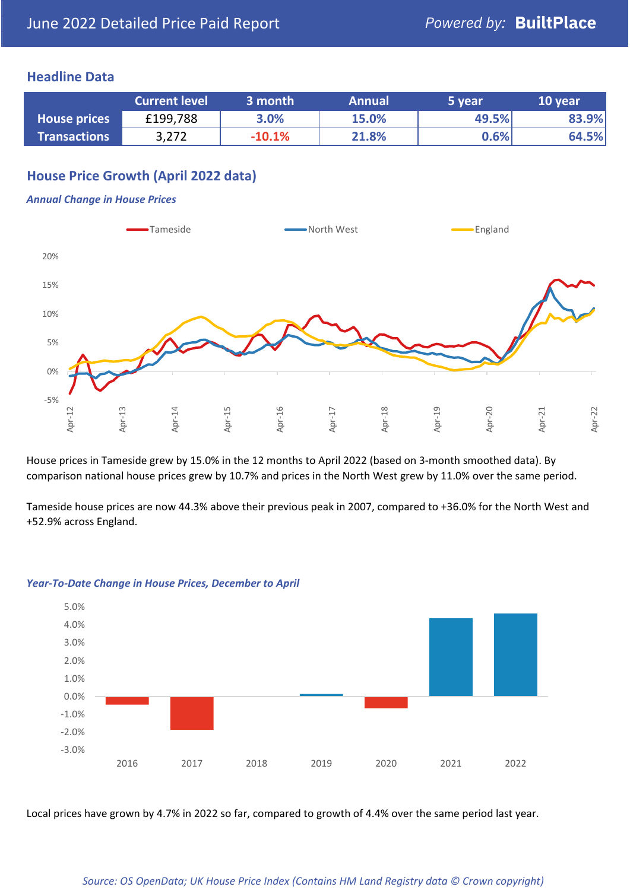June 2022 Detailed Price Paid Report — Powered by: **BuiltPlace**

## Headline Data

| | Current level | 3 month | Annual | 5 year | 10 year |
|---|---|---|---|---|---|
| **House prices** | £199,788 | 3.0% | 15.0% | 49.5% | 83.9% |
| **Transactions** | 3,272 | -10.1% | 21.8% | 0.6% | 64.5% |

## House Price Growth (April 2022 data)

***Annual Change in House Prices***

House prices in Tameside grew by 15.0% in the 12 months to April 2022 (based on 3-month smoothed data). By comparison national house prices grew by 10.7% and prices in the North West grew by 11.0% over the same period.

Tameside house prices are now 44.3% above their previous peak in 2007, compared to +36.0% for the North West and +52.9% across England.

***Year-To-Date Change in House Prices, December to April***

Local prices have grown by 4.7% in 2022 so far, compared to growth of 4.4% over the same period last year.

*Source: OS OpenData; UK House Price Index (Contains HM Land Registry data © Crown copyright)*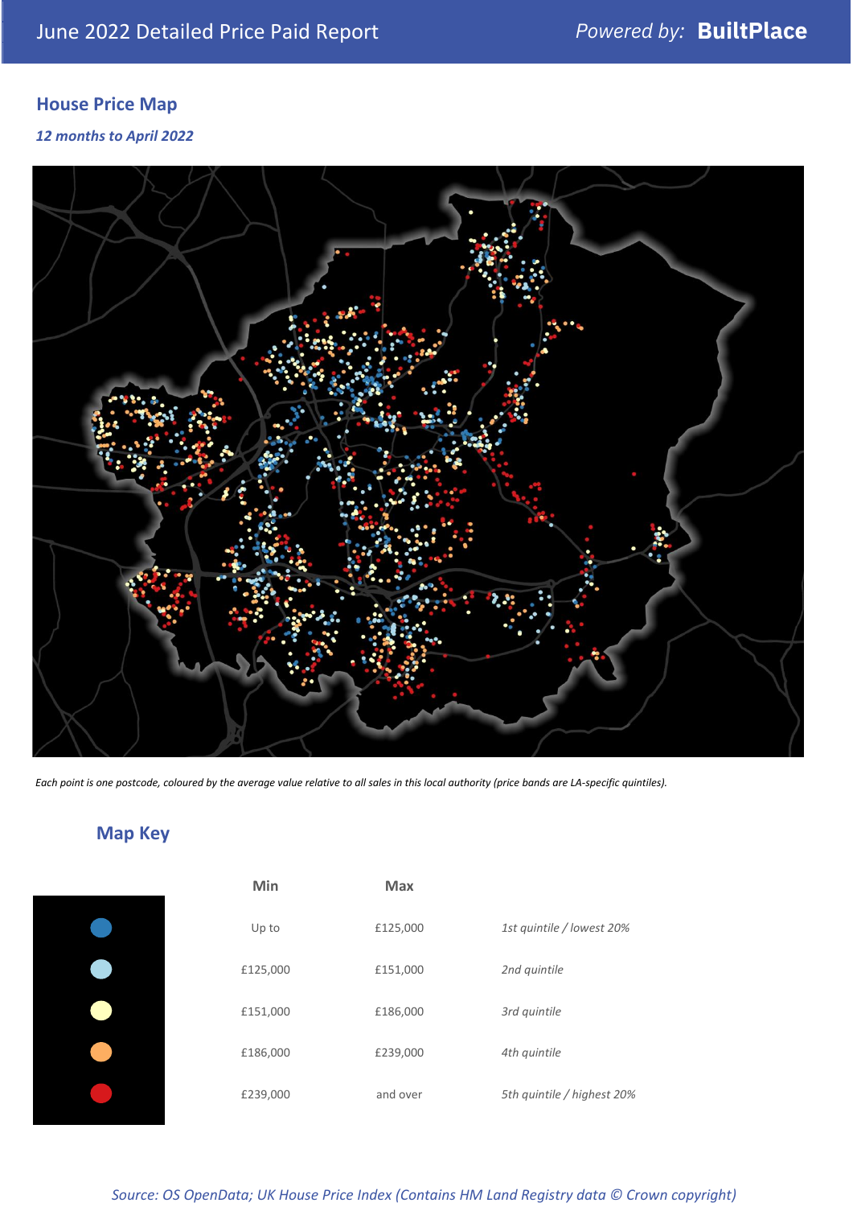June 2022 Detailed Price Paid Report

## House Price Map

*12 months to April 2022*

*Each point is one postcode, coloured by the average value relative to all sales in this local authority (price bands are LA-specific quintiles).*

## Map Key

| Min | Max | |
|---|---|---|
| Up to | £125,000 | *1st quintile / lowest 20%* |
| £125,000 | £151,000 | *2nd quintile* |
| £151,000 | £186,000 | *3rd quintile* |
| £186,000 | £239,000 | *4th quintile* |
| £239,000 | and over | *5th quintile / highest 20%* |

*Source: OS OpenData; UK House Price Index (Contains HM Land Registry data © Crown copyright)*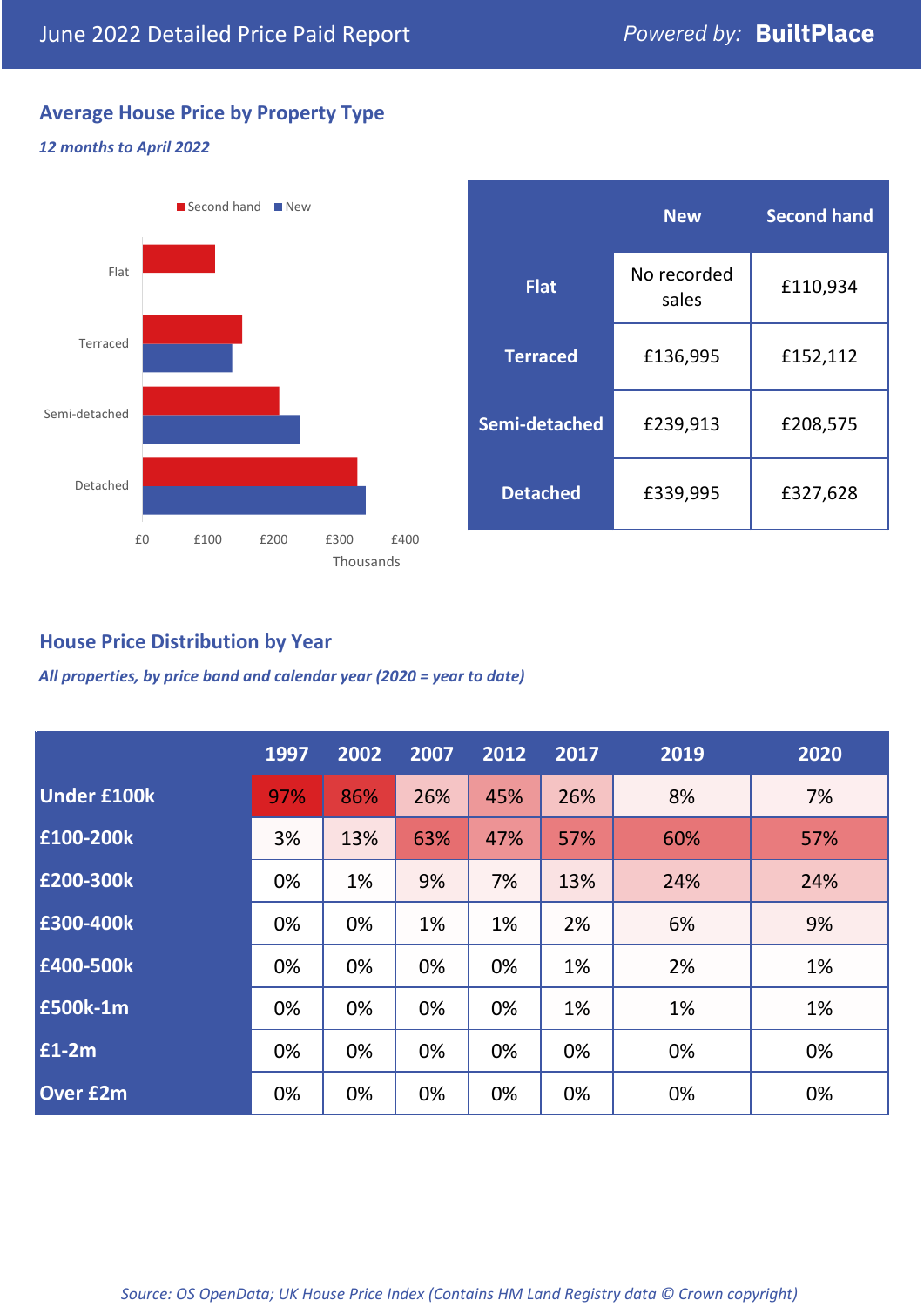June 2022 Detailed Price Paid Report

Powered by: **BuiltPlace**

## Average House Price by Property Type

*12 months to April 2022*

| | New | Second hand |
|---|---|---|
| **Flat** | No recorded sales | £110,934 |
| **Terraced** | £136,995 | £152,112 |
| **Semi-detached** | £239,913 | £208,575 |
| **Detached** | £339,995 | £327,628 |

## House Price Distribution by Year

*All properties, by price band and calendar year (2020 = year to date)*

| | 1997 | 2002 | 2007 | 2012 | 2017 | 2019 | 2020 |
|---|---|---|---|---|---|---|---|
| **Under £100k** | 97% | 86% | 26% | 45% | 26% | 8% | 7% |
| **£100-200k** | 3% | 13% | 63% | 47% | 57% | 60% | 57% |
| **£200-300k** | 0% | 1% | 9% | 7% | 13% | 24% | 24% |
| **£300-400k** | 0% | 0% | 1% | 1% | 2% | 6% | 9% |
| **£400-500k** | 0% | 0% | 0% | 0% | 1% | 2% | 1% |
| **£500k-1m** | 0% | 0% | 0% | 0% | 1% | 1% | 1% |
| **£1-2m** | 0% | 0% | 0% | 0% | 0% | 0% | 0% |
| **Over £2m** | 0% | 0% | 0% | 0% | 0% | 0% | 0% |

*Source: OS OpenData; UK House Price Index (Contains HM Land Registry data © Crown copyright)*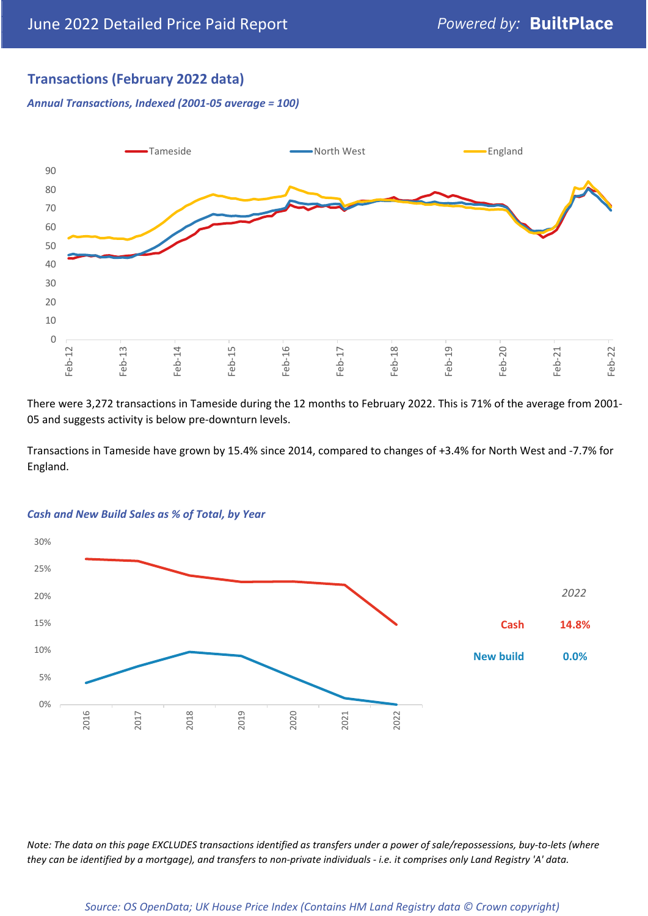## Transactions (February 2022 data)

*Annual Transactions, Indexed (2001-05 average = 100)*

There were 3,272 transactions in Tameside during the 12 months to February 2022. This is 71% of the average from 2001-05 and suggests activity is below pre-downturn levels.

Transactions in Tameside have grown by 15.4% since 2014, compared to changes of +3.4% for North West and -7.7% for England.

*Cash and New Build Sales as % of Total, by Year*

| 2022 | |
|---|---|
| Cash | 14.8% |
| New build | 0.0% |

*Note: The data on this page EXCLUDES transactions identified as transfers under a power of sale/repossessions, buy-to-lets (where they can be identified by a mortgage), and transfers to non-private individuals - i.e. it comprises only Land Registry 'A' data.*

*Source: OS OpenData; UK House Price Index (Contains HM Land Registry data © Crown copyright)*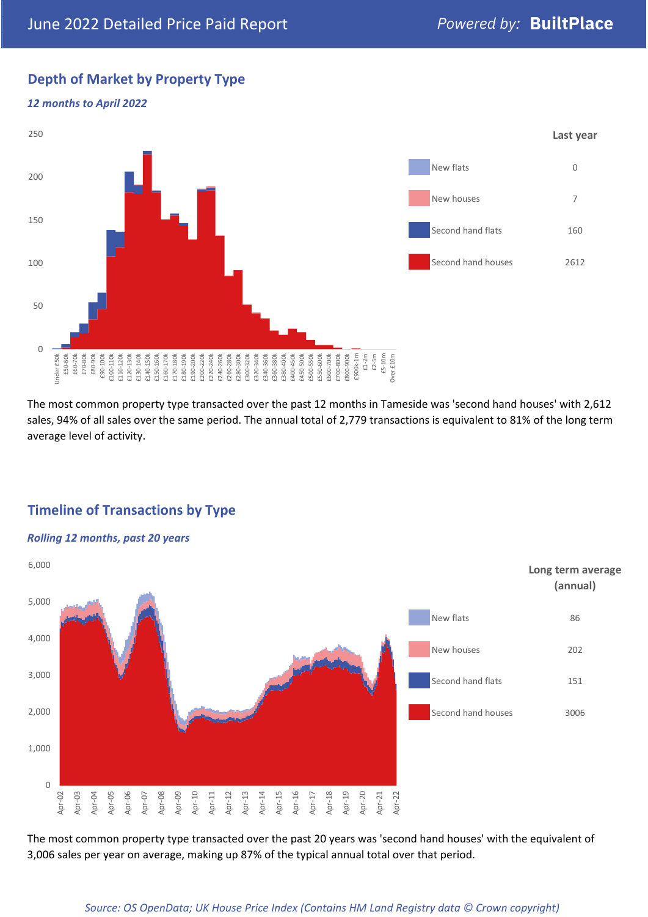June 2022 Detailed Price Paid Report

Powered by: **BuiltPlace**

## Depth of Market by Property Type

*12 months to April 2022*

250
200
150
100
50
0

Under £50k, £50-60k, £60-70k, £70-80k, £80-90k, £90-100k, £100-110k, £110-120k, £120-130k, £130-140k, £140-150k, £150-160k, £160-170k, £170-180k, £180-190k, £190-200k, £200-220k, £220-240k, £240-260k, £260-280k, £280-300k, £300-320k, £320-340k, £340-360k, £360-380k, £380-400k, £400-450k, £450-500k, £500-550k, £550-600k, £600-700k, £700-800k, £800-900k, £900k-1m, £1-2m, £2-5m, £5-10m, Over £10m

Last year

New flats 0
New houses 7
Second hand flats 160
Second hand houses 2612

The most common property type transacted over the past 12 months in Tameside was 'second hand houses' with 2,612 sales, 94% of all sales over the same period. The annual total of 2,779 transactions is equivalent to 81% of the long term average level of activity.

## Timeline of Transactions by Type

*Rolling 12 months, past 20 years*

6,000
5,000
4,000
3,000
2,000
1,000
0

Apr-02, Apr-03, Apr-04, Apr-05, Apr-06, Apr-07, Apr-08, Apr-09, Apr-10, Apr-11, Apr-12, Apr-13, Apr-14, Apr-15, Apr-16, Apr-17, Apr-18, Apr-19, Apr-20, Apr-21, Apr-22

Long term average (annual)

New flats 86
New houses 202
Second hand flats 151
Second hand houses 3006

The most common property type transacted over the past 20 years was 'second hand houses' with the equivalent of 3,006 sales per year on average, making up 87% of the typical annual total over that period.

*Source: OS OpenData; UK House Price Index (Contains HM Land Registry data © Crown copyright)*